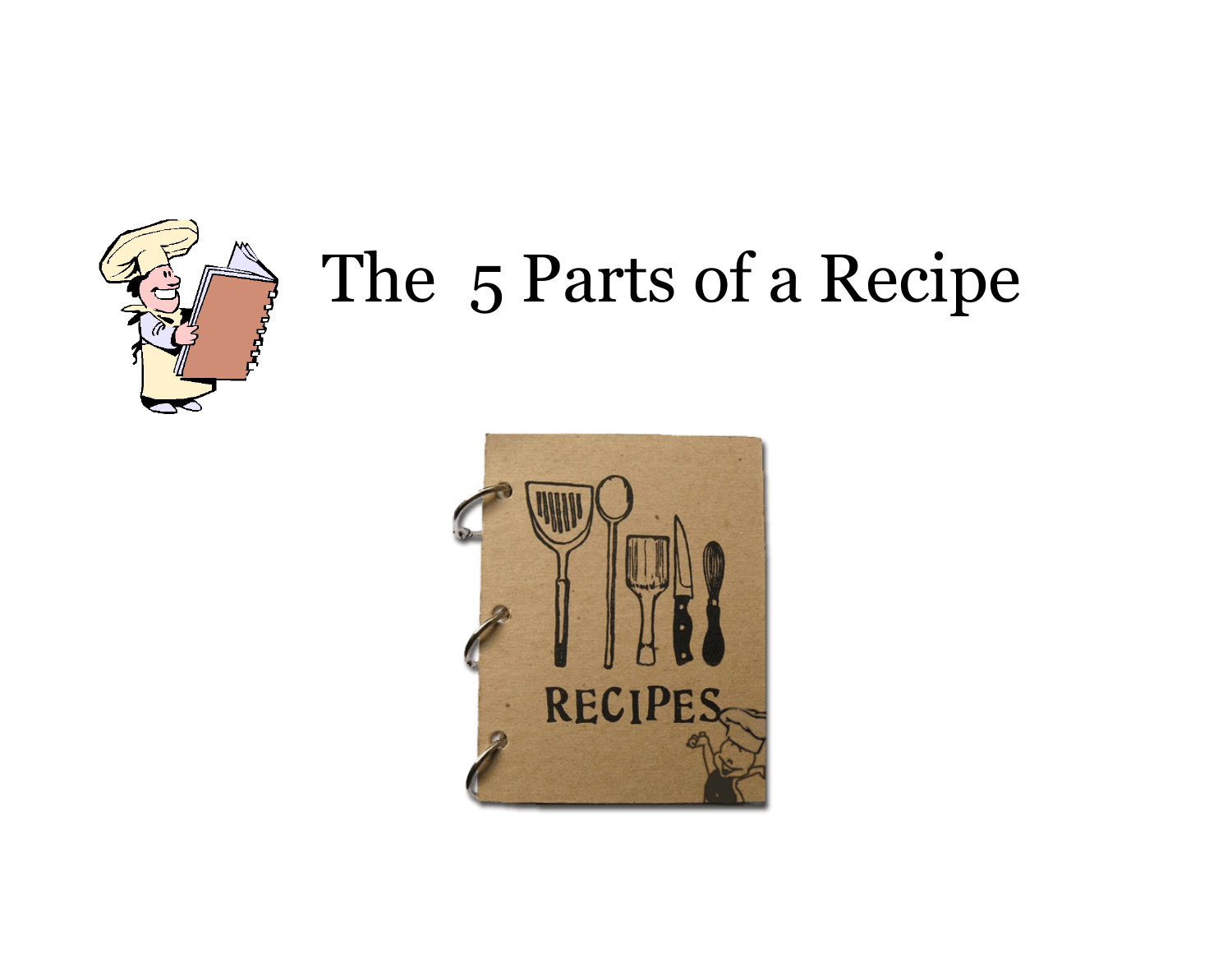# The 5 Parts of a Recipe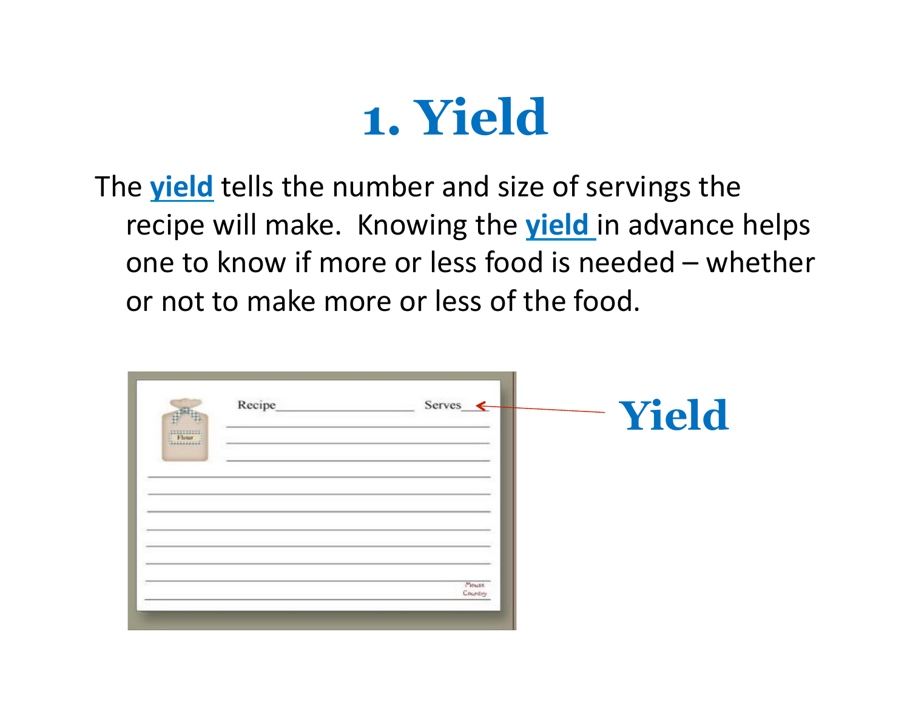# 1. Yield

The **yield** tells the number and size of servings the recipe will make. Knowing the **yield** in advance helps one to know if more or less food is needed – whether or not to make more or less of the food.

Recipe\_\_\_\_\_\_\_\_\_\_\_\_\_\_\_\_ Serves\_\_\_

**Yield**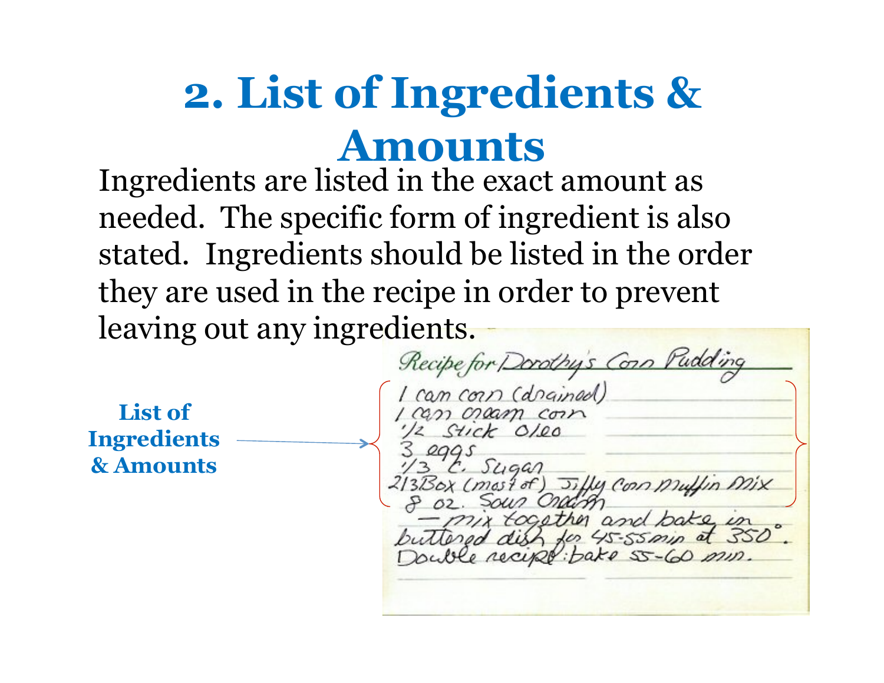# 2. List of Ingredients & Amounts

Ingredients are listed in the exact amount as needed. The specific form of ingredient is also stated. Ingredients should be listed in the order they are used in the recipe in order to prevent leaving out any ingredients.

**List of Ingredients & Amounts**

Recipe for Dorothy's Corn Pudding

1 can corn (drained)
1 can cream corn
1/2 stick oleo
3 eggs
1/3 C. Sugar
2/3 Box (most of) Jiffy Corn Muffin Mix
8 oz. Sour Cream
— mix together and bake in buttered dish for 45-55 min at 350°.
Double recipe: bake 55-60 min.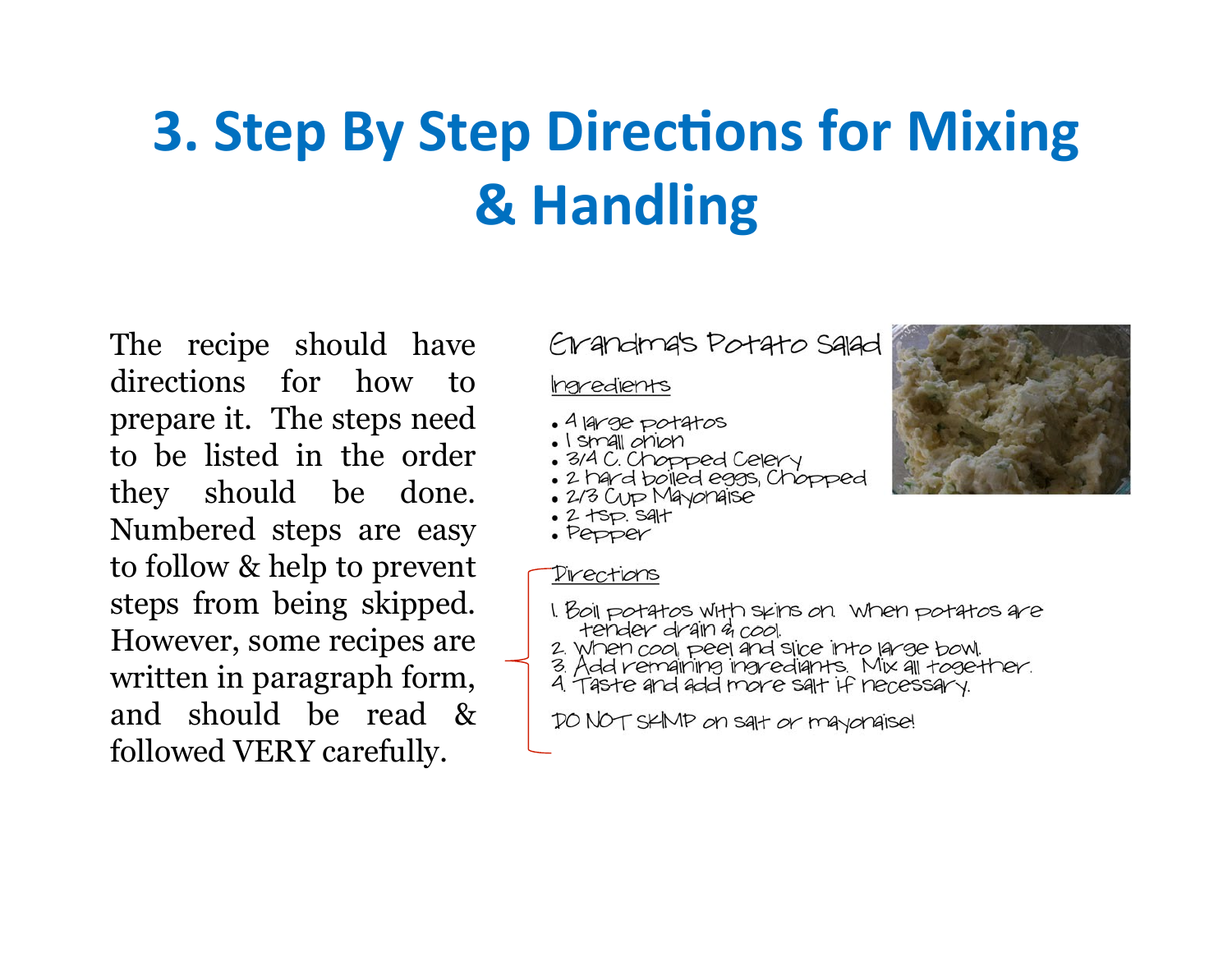# 3. Step By Step Directions for Mixing & Handling

The recipe should have directions for how to prepare it. The steps need to be listed in the order they should be done. Numbered steps are easy to follow & help to prevent steps from being skipped. However, some recipes are written in paragraph form, and should be read & followed VERY carefully.

Grandma's Potato Salad

Ingredients

- 4 large potatos
- 1 small onion
- 3/4 C. Chopped Celery
- 2 hard boiled eggs, Chopped
- 2/3 Cup Mayonaise
- 2 tsp. salt
- Pepper

Directions

1. Boil potatos with skins on. When potatos are tender drain & cool.
2. When cool, peel and slice into large bowl.
3. Add remaining ingrediants. Mix all together.
4. Taste and add more salt if necessary.

DO NOT SKIMP on salt or mayonaise!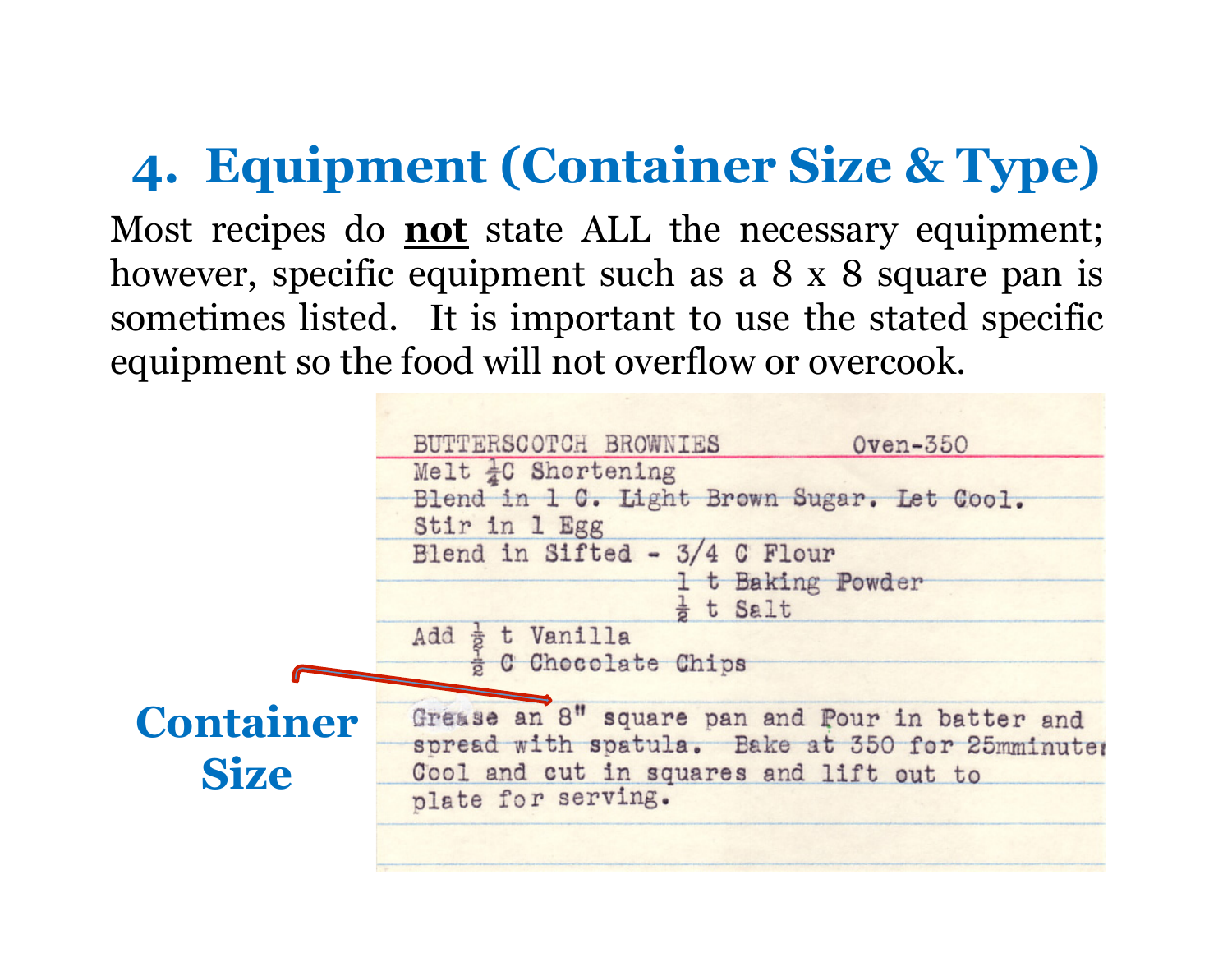## 4. Equipment (Container Size & Type)

Most recipes do **not** state ALL the necessary equipment; however, specific equipment such as a 8 x 8 square pan is sometimes listed. It is important to use the stated specific equipment so the food will not overflow or overcook.

BUTTERSCOTCH BROWNIES Oven-350

Melt ¼C Shortening
Blend in 1 C. Light Brown Sugar. Let Cool.
Stir in 1 Egg
Blend in Sifted - 3/4 C Flour
1 t Baking Powder
½ t Salt
Add ½ t Vanilla
½ C Chocolate Chips

Grease an 8" square pan and Pour in batter and spread with spatula. Bake at 350 for 25mminutes Cool and cut in squares and lift out to plate for serving.

**Container Size**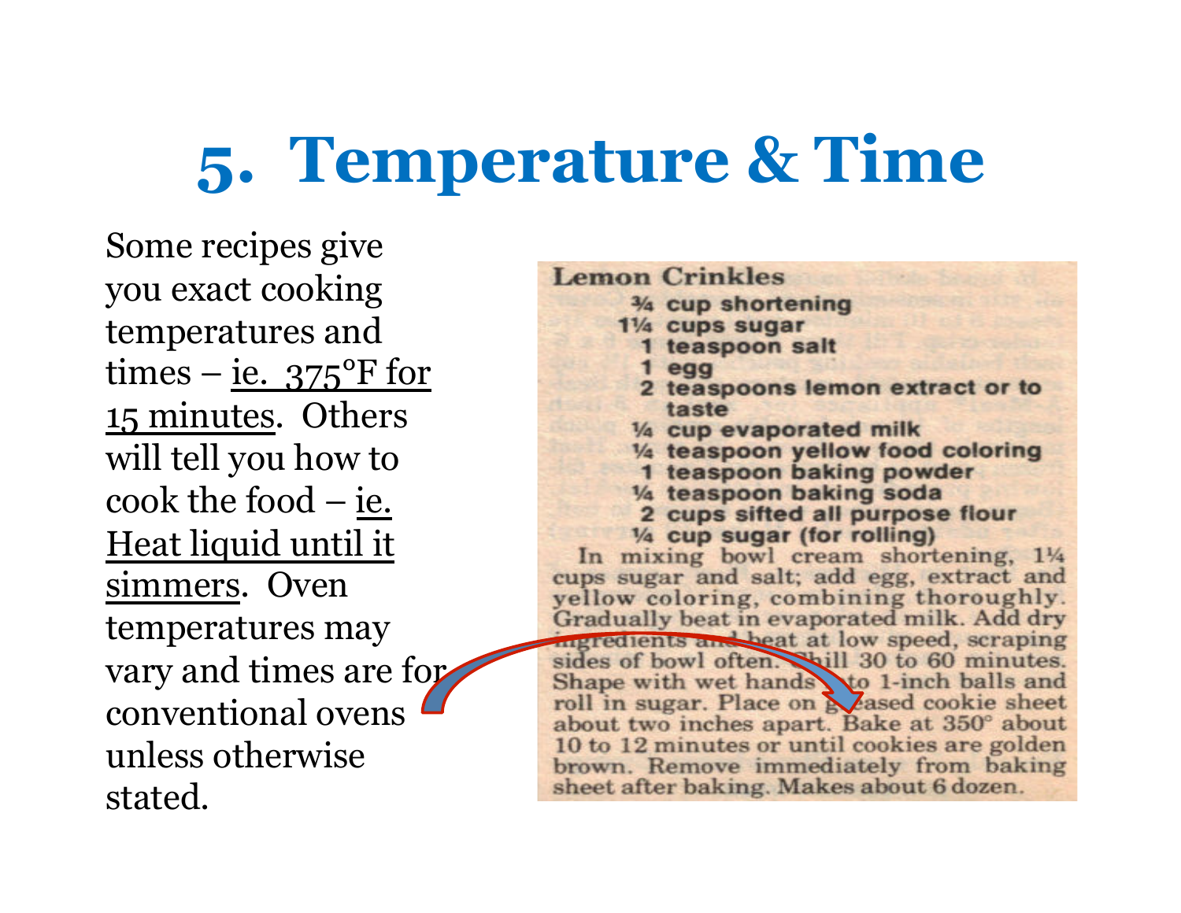# 5. Temperature & Time

Some recipes give you exact cooking temperatures and times – ie. 375°F for 15 minutes. Others will tell you how to cook the food – ie. Heat liquid until it simmers. Oven temperatures may vary and times are for conventional ovens unless otherwise stated.

**Lemon Crinkles**

- ¾ cup shortening
- 1¼ cups sugar
- 1 teaspoon salt
- 1 egg
- 2 teaspoons lemon extract or to taste
- ¼ cup evaporated milk
- ¼ teaspoon yellow food coloring
- 1 teaspoon baking powder
- ¼ teaspoon baking soda
- 2 cups sifted all purpose flour
- ¼ cup sugar (for rolling)

In mixing bowl cream shortening, 1¼ cups sugar and salt; add egg, extract and yellow coloring, combining thoroughly. Gradually beat in evaporated milk. Add dry ingredients and beat at low speed, scraping sides of bowl often. Chill 30 to 60 minutes. Shape with wet hands into 1-inch balls and roll in sugar. Place on greased cookie sheet about two inches apart. Bake at 350° about 10 to 12 minutes or until cookies are golden brown. Remove immediately from baking sheet after baking. Makes about 6 dozen.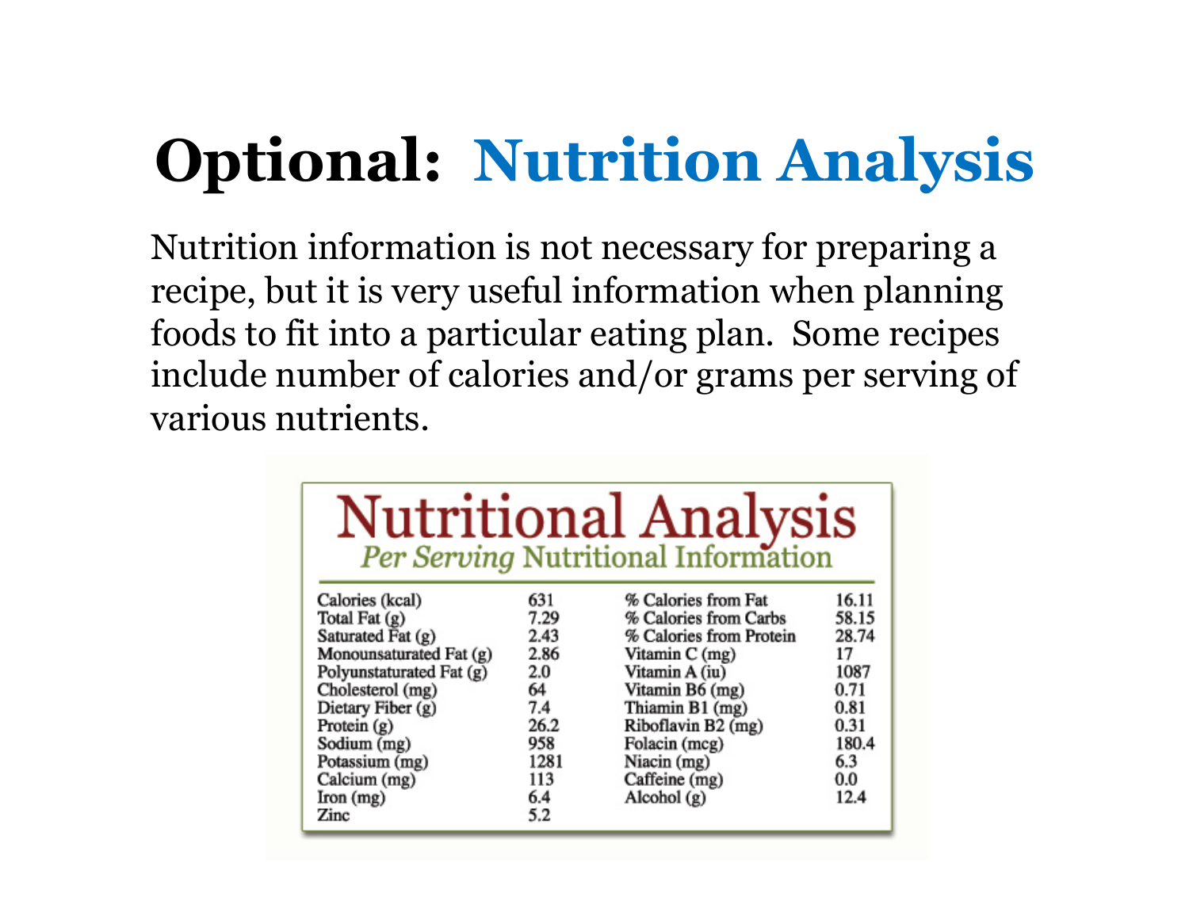# Optional: Nutrition Analysis

Nutrition information is not necessary for preparing a recipe, but it is very useful information when planning foods to fit into a particular eating plan. Some recipes include number of calories and/or grams per serving of various nutrients.

## Nutritional Analysis

*Per Serving* Nutritional Information

| | | | |
|---|---|---|---|
| Calories (kcal) | 631 | % Calories from Fat | 16.11 |
| Total Fat (g) | 7.29 | % Calories from Carbs | 58.15 |
| Saturated Fat (g) | 2.43 | % Calories from Protein | 28.74 |
| Monounsaturated Fat (g) | 2.86 | Vitamin C (mg) | 17 |
| Polyunstaturated Fat (g) | 2.0 | Vitamin A (iu) | 1087 |
| Cholesterol (mg) | 64 | Vitamin B6 (mg) | 0.71 |
| Dietary Fiber (g) | 7.4 | Thiamin B1 (mg) | 0.81 |
| Protein (g) | 26.2 | Riboflavin B2 (mg) | 0.31 |
| Sodium (mg) | 958 | Folacin (mcg) | 180.4 |
| Potassium (mg) | 1281 | Niacin (mg) | 6.3 |
| Calcium (mg) | 113 | Caffeine (mg) | 0.0 |
| Iron (mg) | 6.4 | Alcohol (g) | 12.4 |
| Zinc | 5.2 | | |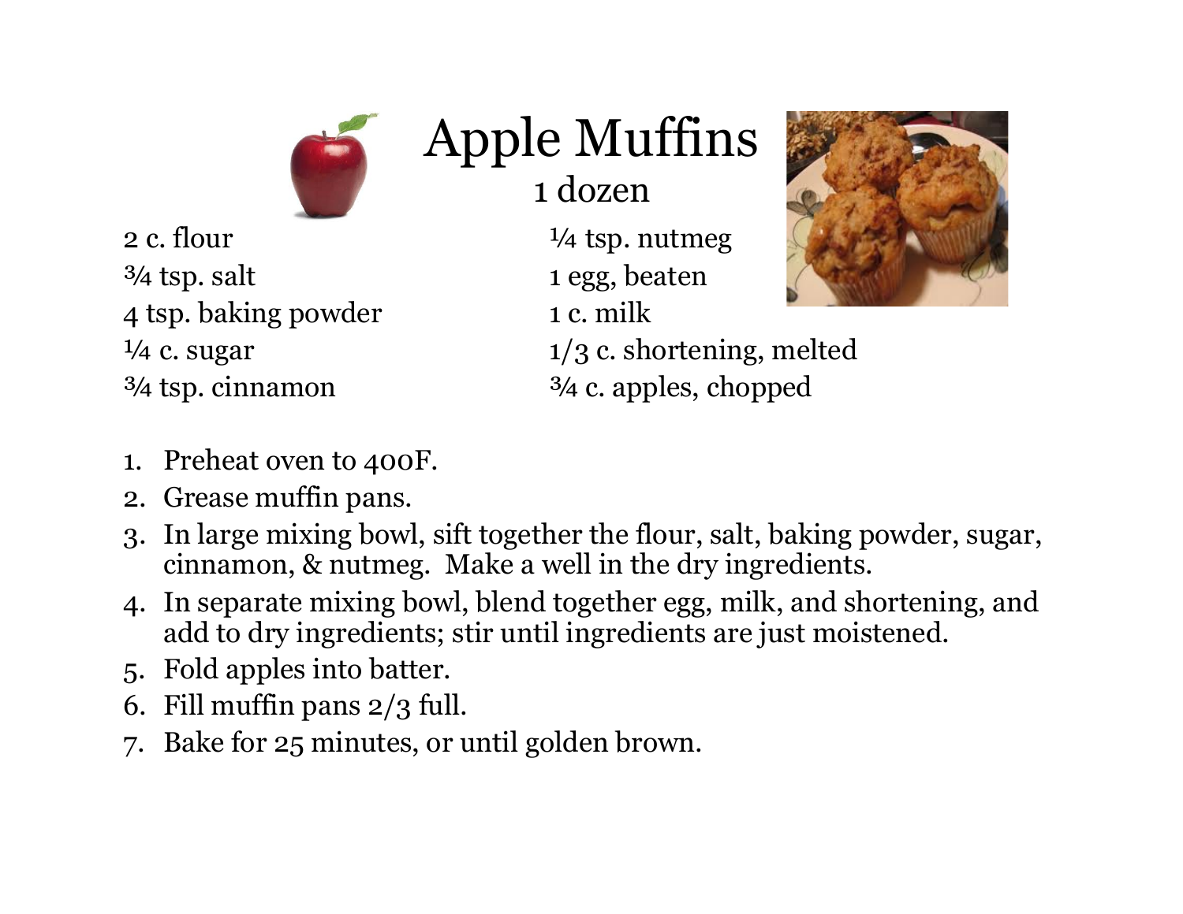# Apple Muffins

1 dozen

- 2 c. flour
- ¾ tsp. salt
- 4 tsp. baking powder
- ¼ c. sugar
- ¾ tsp. cinnamon
- ¼ tsp. nutmeg
- 1 egg, beaten
- 1 c. milk
- 1/3 c. shortening, melted
- ¾ c. apples, chopped

1. Preheat oven to 400F.
2. Grease muffin pans.
3. In large mixing bowl, sift together the flour, salt, baking powder, sugar, cinnamon, & nutmeg. Make a well in the dry ingredients.
4. In separate mixing bowl, blend together egg, milk, and shortening, and add to dry ingredients; stir until ingredients are just moistened.
5. Fold apples into batter.
6. Fill muffin pans 2/3 full.
7. Bake for 25 minutes, or until golden brown.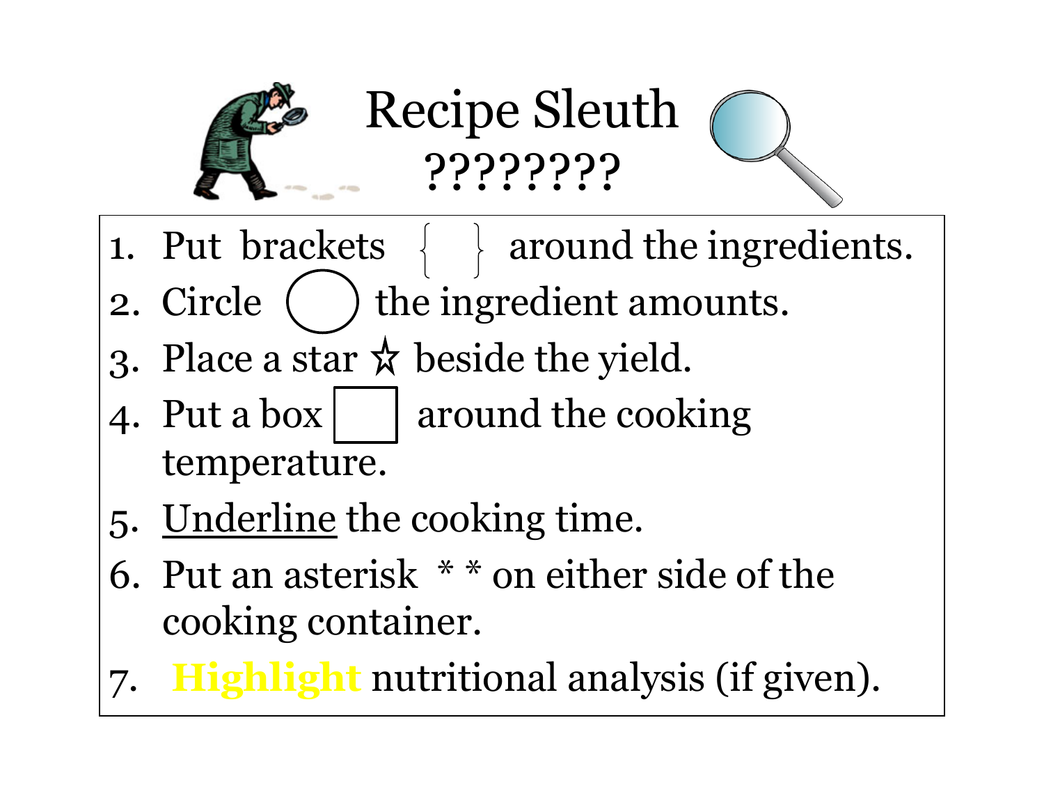# Recipe Sleuth

## ????????

1. Put brackets { } around the ingredients.
2. Circle ◯ the ingredient amounts.
3. Place a star ☆ beside the yield.
4. Put a box ☐ around the cooking temperature.
5. <u>Underline</u> the cooking time.
6. Put an asterisk * * on either side of the cooking container.
7. **Highlight** nutritional analysis (if given).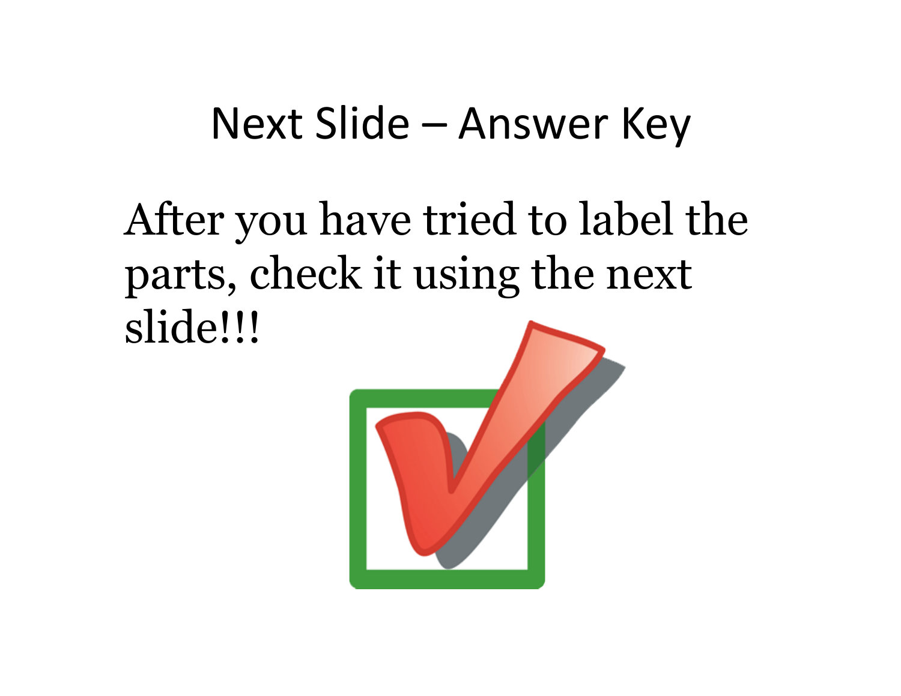# Next Slide – Answer Key

After you have tried to label the parts, check it using the next slide!!!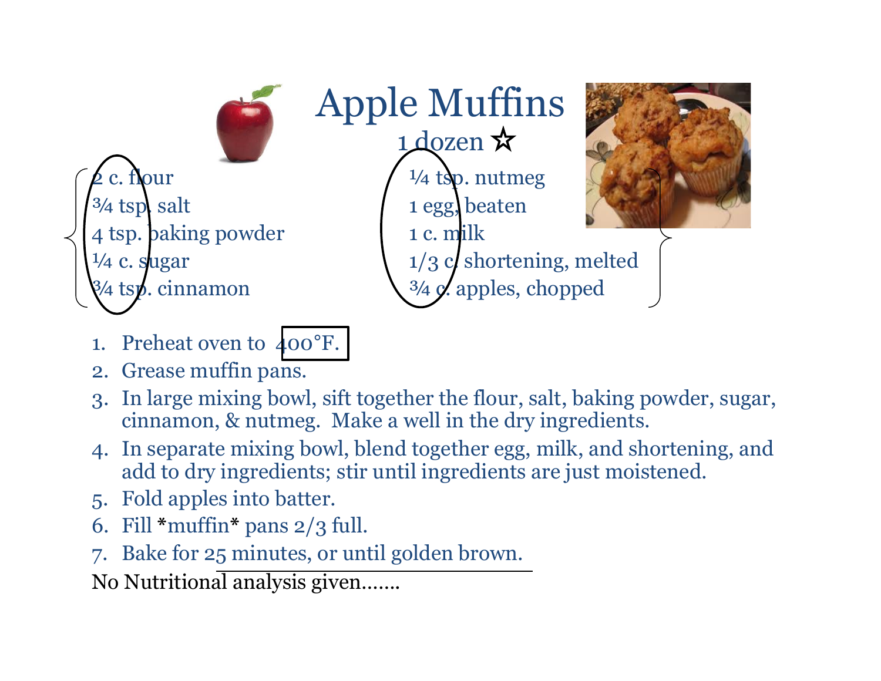# Apple Muffins

1 dozen ☆

2 c. flour
¾ tsp. salt
4 tsp. baking powder
¼ c. sugar
¾ tsp. cinnamon

¼ tsp. nutmeg
1 egg, beaten
1 c. milk
1/3 c. shortening, melted
¾ c. apples, chopped

1. Preheat oven to 400°F.
2. Grease muffin pans.
3. In large mixing bowl, sift together the flour, salt, baking powder, sugar, cinnamon, & nutmeg. Make a well in the dry ingredients.
4. In separate mixing bowl, blend together egg, milk, and shortening, and add to dry ingredients; stir until ingredients are just moistened.
5. Fold apples into batter.
6. Fill *muffin* pans 2/3 full.
7. Bake for 25 minutes, or until golden brown.

No Nutritional analysis given…….